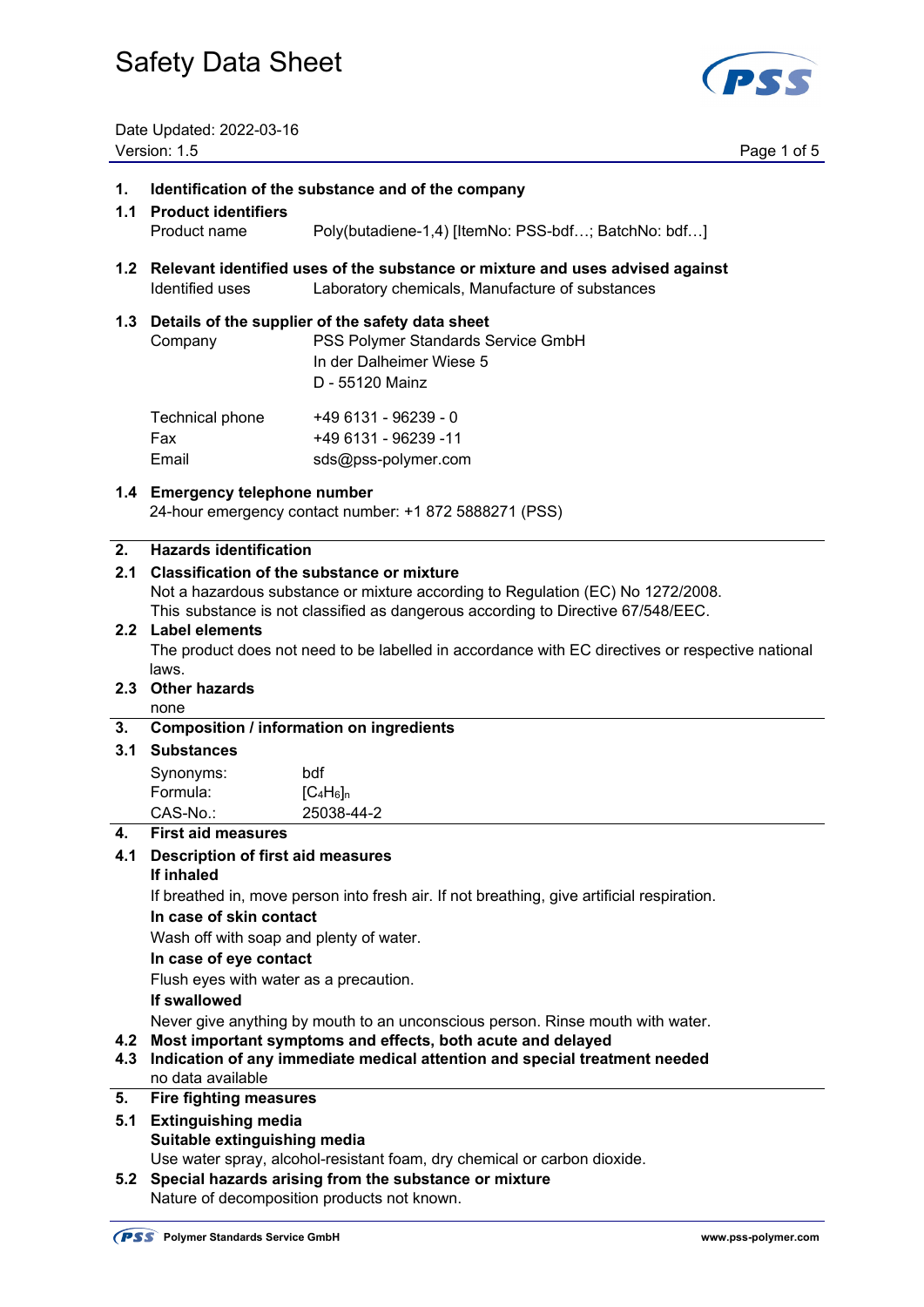# Safety Data Sheet

Date Updated: 2022-03-16
Version: 1.5

## 1. Identification of the substance and of the company

### 1.1 Product identifiers

Product name Poly(butadiene-1,4) [ItemNo: PSS-bdf…; BatchNo: bdf…]

### 1.2 Relevant identified uses of the substance or mixture and uses advised against

Identified uses Laboratory chemicals, Manufacture of substances

### 1.3 Details of the supplier of the safety data sheet

Company PSS Polymer Standards Service GmbH
In der Dalheimer Wiese 5
D - 55120 Mainz

Technical phone +49 6131 - 96239 - 0
Fax +49 6131 - 96239 -11
Email sds@pss-polymer.com

### 1.4 Emergency telephone number

24-hour emergency contact number: +1 872 5888271 (PSS)

## 2. Hazards identification

### 2.1 Classification of the substance or mixture

Not a hazardous substance or mixture according to Regulation (EC) No 1272/2008.
This substance is not classified as dangerous according to Directive 67/548/EEC.

### 2.2 Label elements

The product does not need to be labelled in accordance with EC directives or respective national laws.

### 2.3 Other hazards

none

## 3. Composition / information on ingredients

### 3.1 Substances

Synonyms: bdf
Formula: $[C_4H_6]_n$
CAS-No.: 25038-44-2

## 4. First aid measures

### 4.1 Description of first aid measures

**If inhaled**

If breathed in, move person into fresh air. If not breathing, give artificial respiration.

**In case of skin contact**

Wash off with soap and plenty of water.

**In case of eye contact**

Flush eyes with water as a precaution.

**If swallowed**

Never give anything by mouth to an unconscious person. Rinse mouth with water.

### 4.2 Most important symptoms and effects, both acute and delayed

### 4.3 Indication of any immediate medical attention and special treatment needed

no data available

## 5. Fire fighting measures

### 5.1 Extinguishing media

**Suitable extinguishing media**

Use water spray, alcohol-resistant foam, dry chemical or carbon dioxide.

### 5.2 Special hazards arising from the substance or mixture

Nature of decomposition products not known.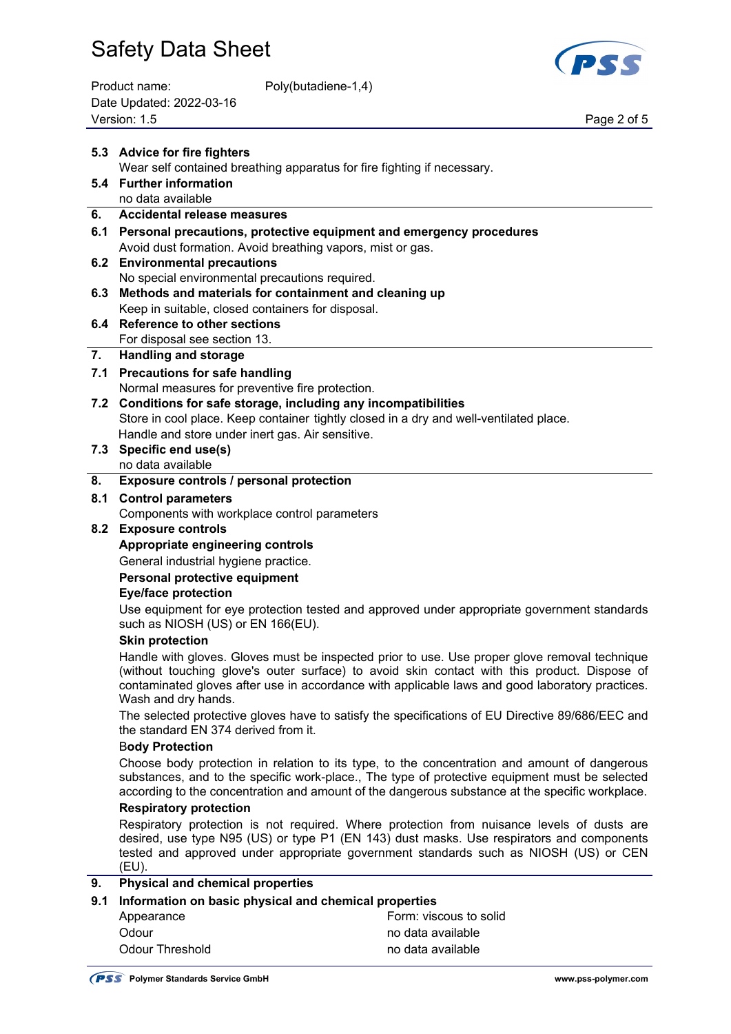### 5.3 Advice for fire fighters

Wear self contained breathing apparatus for fire fighting if necessary.

### 5.4 Further information

no data available

## 6. Accidental release measures

### 6.1 Personal precautions, protective equipment and emergency procedures

Avoid dust formation. Avoid breathing vapors, mist or gas.

### 6.2 Environmental precautions

No special environmental precautions required.

### 6.3 Methods and materials for containment and cleaning up

Keep in suitable, closed containers for disposal.

### 6.4 Reference to other sections

For disposal see section 13.

## 7. Handling and storage

### 7.1 Precautions for safe handling

Normal measures for preventive fire protection.

### 7.2 Conditions for safe storage, including any incompatibilities

Store in cool place. Keep container tightly closed in a dry and well-ventilated place.
Handle and store under inert gas. Air sensitive.

### 7.3 Specific end use(s)

no data available

## 8. Exposure controls / personal protection

### 8.1 Control parameters

Components with workplace control parameters

### 8.2 Exposure controls

**Appropriate engineering controls**

General industrial hygiene practice.

**Personal protective equipment**

**Eye/face protection**

Use equipment for eye protection tested and approved under appropriate government standards such as NIOSH (US) or EN 166(EU).

**Skin protection**

Handle with gloves. Gloves must be inspected prior to use. Use proper glove removal technique (without touching glove's outer surface) to avoid skin contact with this product. Dispose of contaminated gloves after use in accordance with applicable laws and good laboratory practices. Wash and dry hands.

The selected protective gloves have to satisfy the specifications of EU Directive 89/686/EEC and the standard EN 374 derived from it.

**Body Protection**

Choose body protection in relation to its type, to the concentration and amount of dangerous substances, and to the specific work-place., The type of protective equipment must be selected according to the concentration and amount of the dangerous substance at the specific workplace.

**Respiratory protection**

Respiratory protection is not required. Where protection from nuisance levels of dusts are desired, use type N95 (US) or type P1 (EN 143) dust masks. Use respirators and components tested and approved under appropriate government standards such as NIOSH (US) or CEN (EU).

## 9. Physical and chemical properties

### 9.1 Information on basic physical and chemical properties

| | |
|---|---|
| Appearance | Form: viscous to solid |
| Odour | no data available |
| Odour Threshold | no data available |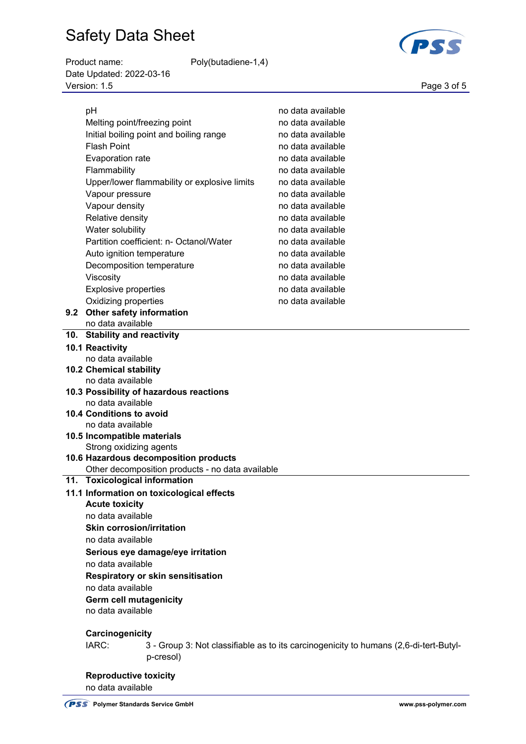| Property | Value |
|---|---|
| pH | no data available |
| Melting point/freezing point | no data available |
| Initial boiling point and boiling range | no data available |
| Flash Point | no data available |
| Evaporation rate | no data available |
| Flammability | no data available |
| Upper/lower flammability or explosive limits | no data available |
| Vapour pressure | no data available |
| Vapour density | no data available |
| Relative density | no data available |
| Water solubility | no data available |
| Partition coefficient: n- Octanol/Water | no data available |
| Auto ignition temperature | no data available |
| Decomposition temperature | no data available |
| Viscosity | no data available |
| Explosive properties | no data available |
| Oxidizing properties | no data available |

### 9.2 Other safety information

no data available

## 10. Stability and reactivity

### 10.1 Reactivity

no data available

### 10.2 Chemical stability

no data available

### 10.3 Possibility of hazardous reactions

no data available

### 10.4 Conditions to avoid

no data available

### 10.5 Incompatible materials

Strong oxidizing agents

### 10.6 Hazardous decomposition products

Other decomposition products - no data available

## 11. Toxicological information

### 11.1 Information on toxicological effects

**Acute toxicity**

no data available

**Skin corrosion/irritation**

no data available

**Serious eye damage/eye irritation**

no data available

**Respiratory or skin sensitisation**

no data available

**Germ cell mutagenicity**

no data available

**Carcinogenicity**

IARC: 3 - Group 3: Not classifiable as to its carcinogenicity to humans (2,6-di-tert-Butyl-p-cresol)

**Reproductive toxicity**

no data available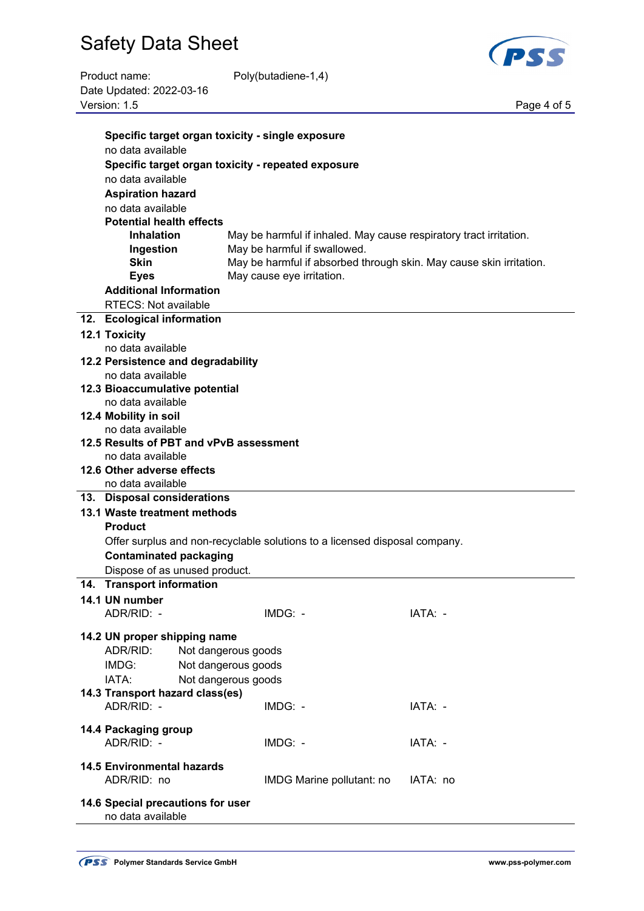**Specific target organ toxicity - single exposure**

no data available

**Specific target organ toxicity - repeated exposure**

no data available

**Aspiration hazard**

no data available

**Potential health effects**

| | |
|---|---|
| **Inhalation** | May be harmful if inhaled. May cause respiratory tract irritation. |
| **Ingestion** | May be harmful if swallowed. |
| **Skin** | May be harmful if absorbed through skin. May cause skin irritation. |
| **Eyes** | May cause eye irritation. |

**Additional Information**

RTECS: Not available

## 12. Ecological information

### 12.1 Toxicity

no data available

### 12.2 Persistence and degradability

no data available

### 12.3 Bioaccumulative potential

no data available

### 12.4 Mobility in soil

no data available

### 12.5 Results of PBT and vPvB assessment

no data available

### 12.6 Other adverse effects

no data available

## 13. Disposal considerations

### 13.1 Waste treatment methods

**Product**

Offer surplus and non-recyclable solutions to a licensed disposal company.

**Contaminated packaging**

Dispose of as unused product.

## 14. Transport information

### 14.1 UN number

| | | |
|---|---|---|
| ADR/RID: - | IMDG: - | IATA: - |

### 14.2 UN proper shipping name

ADR/RID: Not dangerous goods

IMDG: Not dangerous goods

IATA: Not dangerous goods

### 14.3 Transport hazard class(es)

| | | |
|---|---|---|
| ADR/RID: - | IMDG: - | IATA: - |

### 14.4 Packaging group

| | | |
|---|---|---|
| ADR/RID: - | IMDG: - | IATA: - |

### 14.5 Environmental hazards

| | | |
|---|---|---|
| ADR/RID: no | IMDG Marine pollutant: no | IATA: no |

### 14.6 Special precautions for user

no data available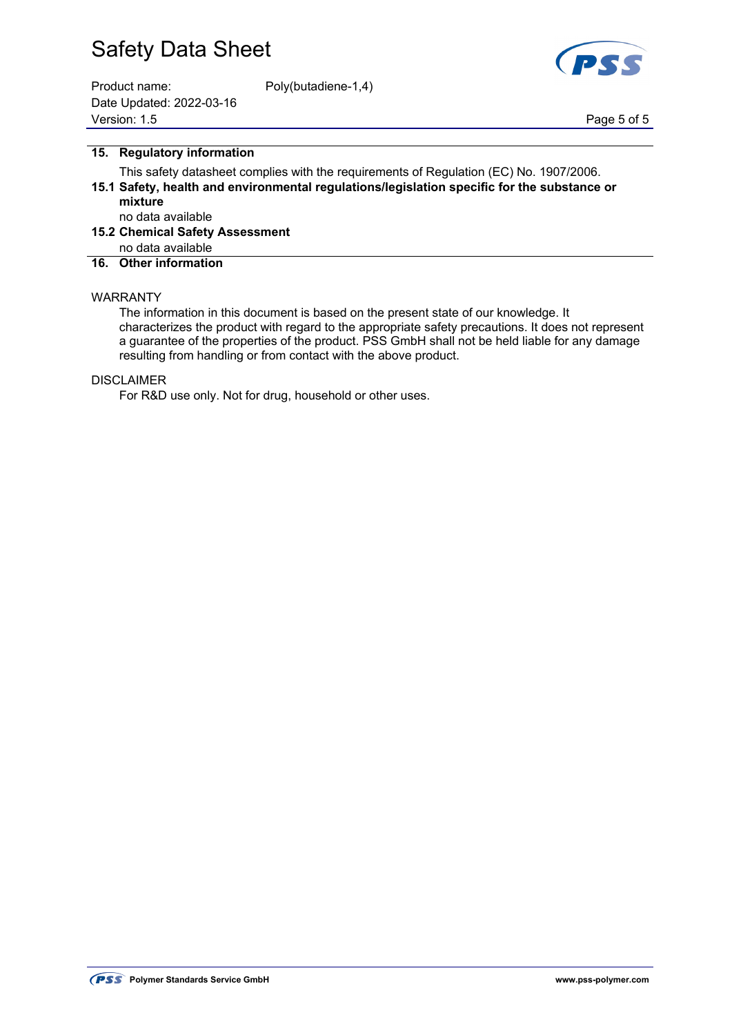## 15. Regulatory information

This safety datasheet complies with the requirements of Regulation (EC) No. 1907/2006.

### 15.1 Safety, health and environmental regulations/legislation specific for the substance or mixture

no data available

### 15.2 Chemical Safety Assessment

no data available

## 16. Other information

WARRANTY

The information in this document is based on the present state of our knowledge. It characterizes the product with regard to the appropriate safety precautions. It does not represent a guarantee of the properties of the product. PSS GmbH shall not be held liable for any damage resulting from handling or from contact with the above product.

DISCLAIMER

For R&D use only. Not for drug, household or other uses.